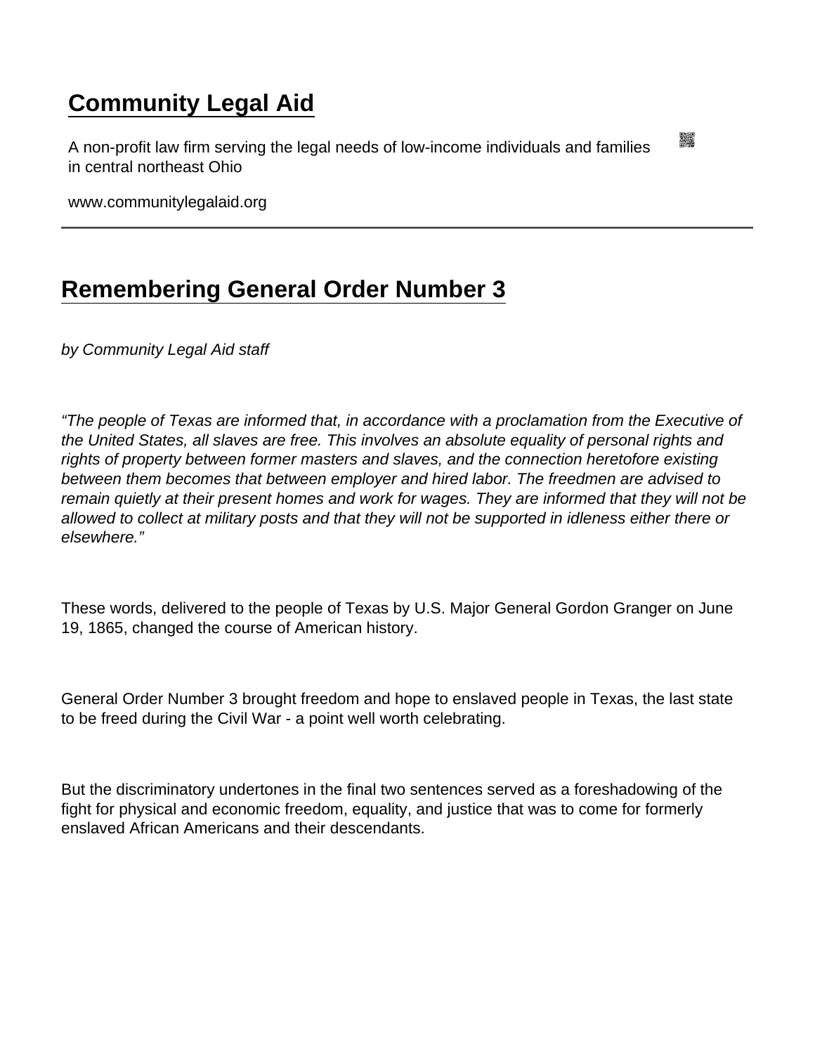# Community Legal Aid

A non-profit law firm serving the legal needs of low-income individuals and families in central northeast Ohio

www.communitylegalaid.org

## Remembering General Order Number 3

*by Community Legal Aid staff*

*"The people of Texas are informed that, in accordance with a proclamation from the Executive of the United States, all slaves are free. This involves an absolute equality of personal rights and rights of property between former masters and slaves, and the connection heretofore existing between them becomes that between employer and hired labor. The freedmen are advised to remain quietly at their present homes and work for wages. They are informed that they will not be allowed to collect at military posts and that they will not be supported in idleness either there or elsewhere."*

These words, delivered to the people of Texas by U.S. Major General Gordon Granger on June 19, 1865, changed the course of American history.

General Order Number 3 brought freedom and hope to enslaved people in Texas, the last state to be freed during the Civil War - a point well worth celebrating.

But the discriminatory undertones in the final two sentences served as a foreshadowing of the fight for physical and economic freedom, equality, and justice that was to come for formerly enslaved African Americans and their descendants.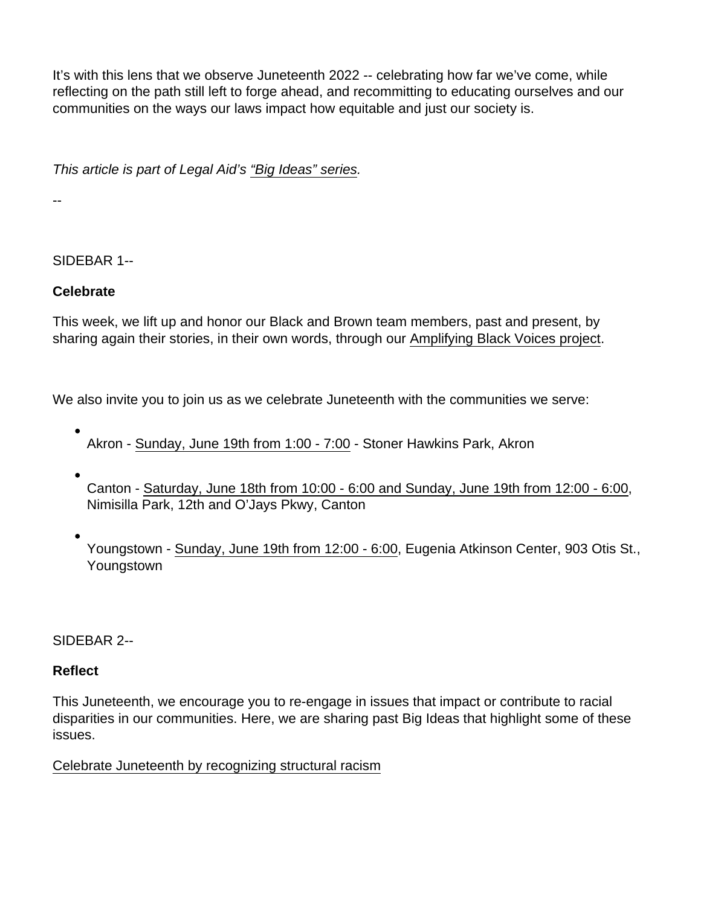It's with this lens that we observe Juneteenth 2022 -- celebrating how far we've come, while reflecting on the path still left to forge ahead, and recommitting to educating ourselves and our communities on the ways our laws impact how equitable and just our society is.

*This article is part of Legal Aid's "Big Ideas" series.*

--

SIDEBAR 1--

**Celebrate**

This week, we lift up and honor our Black and Brown team members, past and present, by sharing again their stories, in their own words, through our Amplifying Black Voices project.

We also invite you to join us as we celebrate Juneteenth with the communities we serve:

- Akron - Sunday, June 19th from 1:00 - 7:00 - Stoner Hawkins Park, Akron
- Canton - Saturday, June 18th from 10:00 - 6:00 and Sunday, June 19th from 12:00 - 6:00, Nimisilla Park, 12th and O'Jays Pkwy, Canton
- Youngstown - Sunday, June 19th from 12:00 - 6:00, Eugenia Atkinson Center, 903 Otis St., Youngstown

SIDEBAR 2--

**Reflect**

This Juneteenth, we encourage you to re-engage in issues that impact or contribute to racial disparities in our communities. Here, we are sharing past Big Ideas that highlight some of these issues.

Celebrate Juneteenth by recognizing structural racism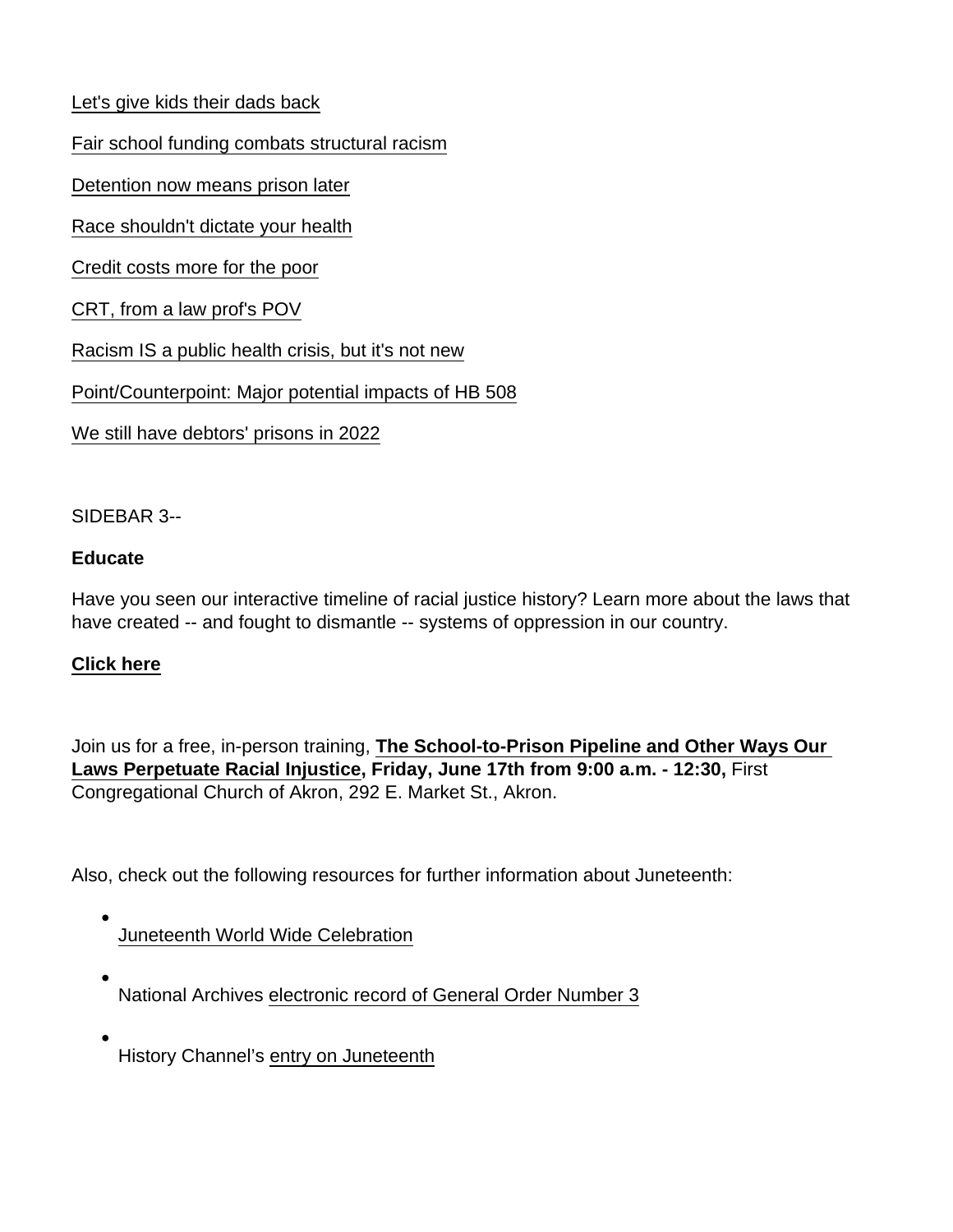Let's give kids their dads back

Fair school funding combats structural racism

Detention now means prison later

Race shouldn't dictate your health

Credit costs more for the poor

CRT, from a law prof's POV

Racism IS a public health crisis, but it's not new

Point/Counterpoint: Major potential impacts of HB 508

We still have debtors' prisons in 2022

SIDEBAR 3--

**Educate**

Have you seen our interactive timeline of racial justice history? Learn more about the laws that have created -- and fought to dismantle -- systems of oppression in our country.

**Click here**

Join us for a free, in-person training, **The School-to-Prison Pipeline and Other Ways Our Laws Perpetuate Racial Injustice, Friday, June 17th from 9:00 a.m. - 12:30,** First Congregational Church of Akron, 292 E. Market St., Akron.

Also, check out the following resources for further information about Juneteenth:

- Juneteenth World Wide Celebration
- National Archives electronic record of General Order Number 3
- History Channel's entry on Juneteenth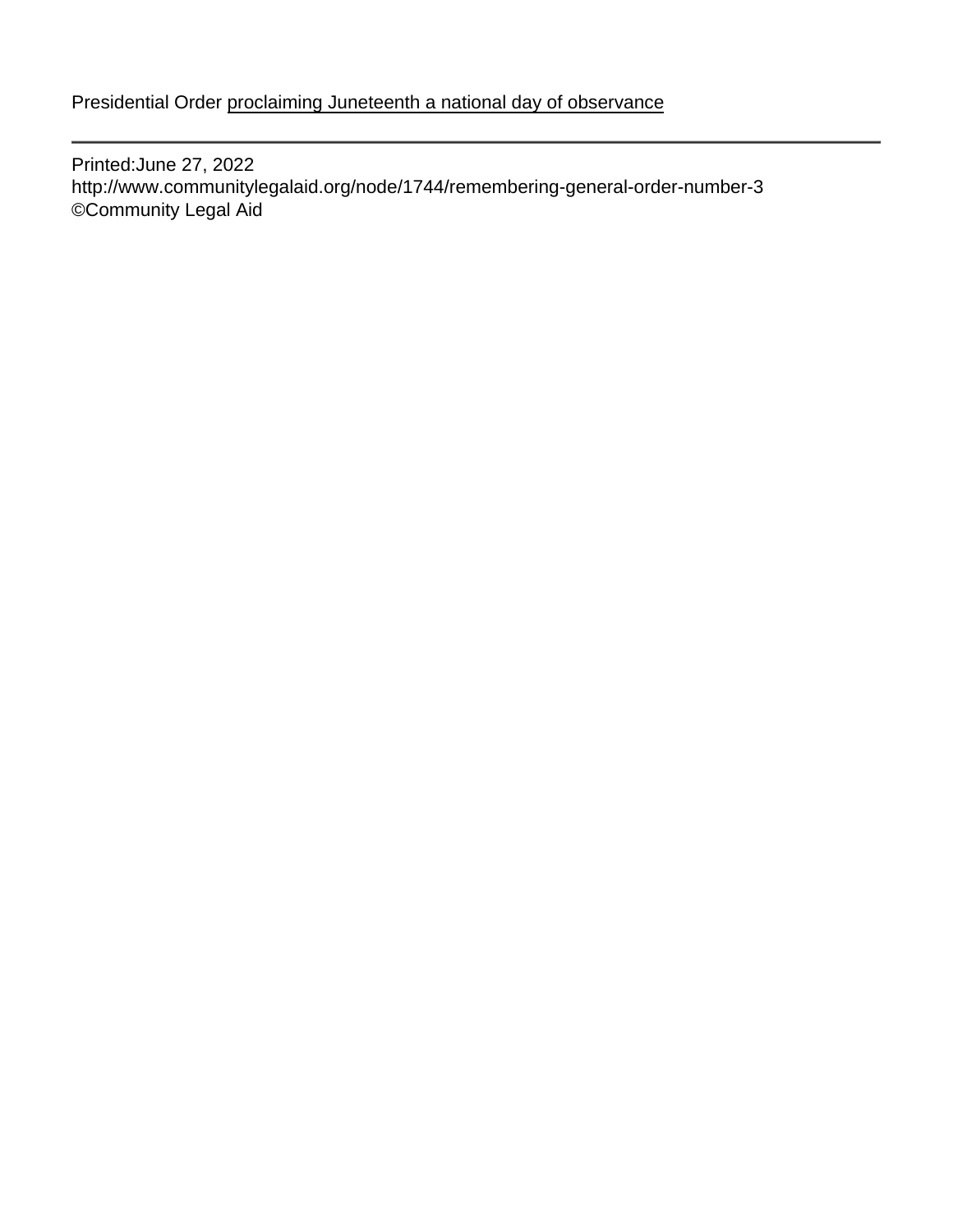Presidential Order proclaiming Juneteenth a national day of observance

---

Printed:June 27, 2022
http://www.communitylegalaid.org/node/1744/remembering-general-order-number-3
©Community Legal Aid